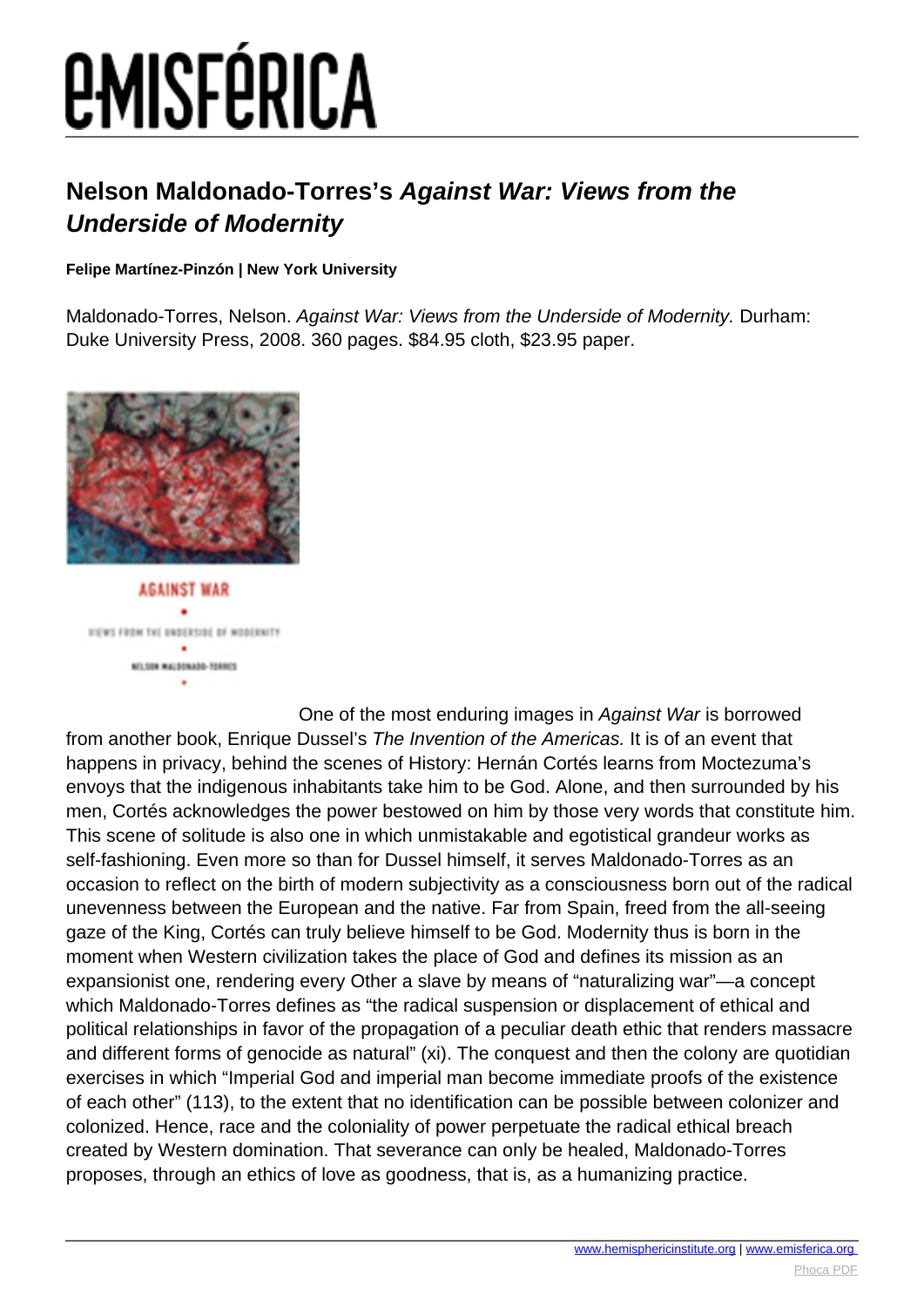# Nelson Maldonado-Torres's *Against War: Views from the Underside of Modernity*

**Felipe Martínez-Pinzón | New York University**

Maldonado-Torres, Nelson. *Against War: Views from the Underside of Modernity.* Durham: Duke University Press, 2008. 360 pages. $84.95 cloth, $23.95 paper.

One of the most enduring images in *Against War* is borrowed from another book, Enrique Dussel's *The Invention of the Americas.* It is of an event that happens in privacy, behind the scenes of History: Hernán Cortés learns from Moctezuma's envoys that the indigenous inhabitants take him to be God. Alone, and then surrounded by his men, Cortés acknowledges the power bestowed on him by those very words that constitute him. This scene of solitude is also one in which unmistakable and egotistical grandeur works as self-fashioning. Even more so than for Dussel himself, it serves Maldonado-Torres as an occasion to reflect on the birth of modern subjectivity as a consciousness born out of the radical unevenness between the European and the native. Far from Spain, freed from the all-seeing gaze of the King, Cortés can truly believe himself to be God. Modernity thus is born in the moment when Western civilization takes the place of God and defines its mission as an expansionist one, rendering every Other a slave by means of "naturalizing war"—a concept which Maldonado-Torres defines as "the radical suspension or displacement of ethical and political relationships in favor of the propagation of a peculiar death ethic that renders massacre and different forms of genocide as natural" (xi). The conquest and then the colony are quotidian exercises in which "Imperial God and imperial man become immediate proofs of the existence of each other" (113), to the extent that no identification can be possible between colonizer and colonized. Hence, race and the coloniality of power perpetuate the radical ethical breach created by Western domination. That severance can only be healed, Maldonado-Torres proposes, through an ethics of love as goodness, that is, as a humanizing practice.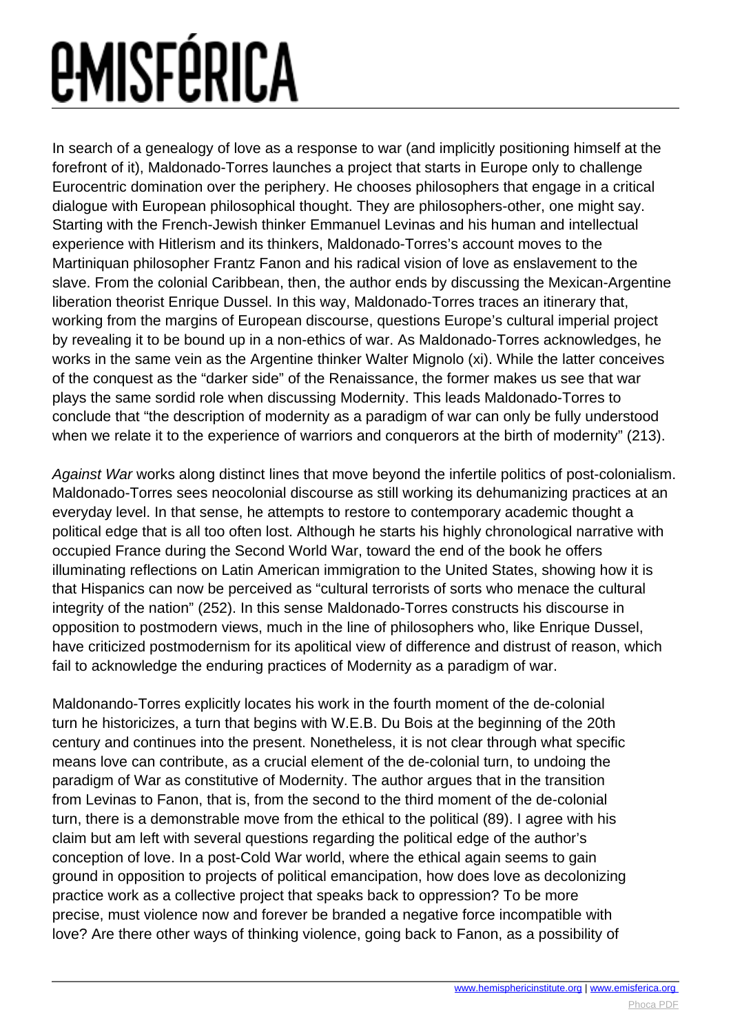In search of a genealogy of love as a response to war (and implicitly positioning himself at the forefront of it), Maldonado-Torres launches a project that starts in Europe only to challenge Eurocentric domination over the periphery. He chooses philosophers that engage in a critical dialogue with European philosophical thought. They are philosophers-other, one might say. Starting with the French-Jewish thinker Emmanuel Levinas and his human and intellectual experience with Hitlerism and its thinkers, Maldonado-Torres's account moves to the Martiniquan philosopher Frantz Fanon and his radical vision of love as enslavement to the slave. From the colonial Caribbean, then, the author ends by discussing the Mexican-Argentine liberation theorist Enrique Dussel. In this way, Maldonado-Torres traces an itinerary that, working from the margins of European discourse, questions Europe's cultural imperial project by revealing it to be bound up in a non-ethics of war. As Maldonado-Torres acknowledges, he works in the same vein as the Argentine thinker Walter Mignolo (xi). While the latter conceives of the conquest as the "darker side" of the Renaissance, the former makes us see that war plays the same sordid role when discussing Modernity. This leads Maldonado-Torres to conclude that "the description of modernity as a paradigm of war can only be fully understood when we relate it to the experience of warriors and conquerors at the birth of modernity" (213).

*Against War* works along distinct lines that move beyond the infertile politics of post-colonialism. Maldonado-Torres sees neocolonial discourse as still working its dehumanizing practices at an everyday level. In that sense, he attempts to restore to contemporary academic thought a political edge that is all too often lost. Although he starts his highly chronological narrative with occupied France during the Second World War, toward the end of the book he offers illuminating reflections on Latin American immigration to the United States, showing how it is that Hispanics can now be perceived as "cultural terrorists of sorts who menace the cultural integrity of the nation" (252). In this sense Maldonado-Torres constructs his discourse in opposition to postmodern views, much in the line of philosophers who, like Enrique Dussel, have criticized postmodernism for its apolitical view of difference and distrust of reason, which fail to acknowledge the enduring practices of Modernity as a paradigm of war.

Maldonando-Torres explicitly locates his work in the fourth moment of the de-colonial turn he historicizes, a turn that begins with W.E.B. Du Bois at the beginning of the 20th century and continues into the present. Nonetheless, it is not clear through what specific means love can contribute, as a crucial element of the de-colonial turn, to undoing the paradigm of War as constitutive of Modernity. The author argues that in the transition from Levinas to Fanon, that is, from the second to the third moment of the de-colonial turn, there is a demonstrable move from the ethical to the political (89). I agree with his claim but am left with several questions regarding the political edge of the author's conception of love. In a post-Cold War world, where the ethical again seems to gain ground in opposition to projects of political emancipation, how does love as decolonizing practice work as a collective project that speaks back to oppression? To be more precise, must violence now and forever be branded a negative force incompatible with love? Are there other ways of thinking violence, going back to Fanon, as a possibility of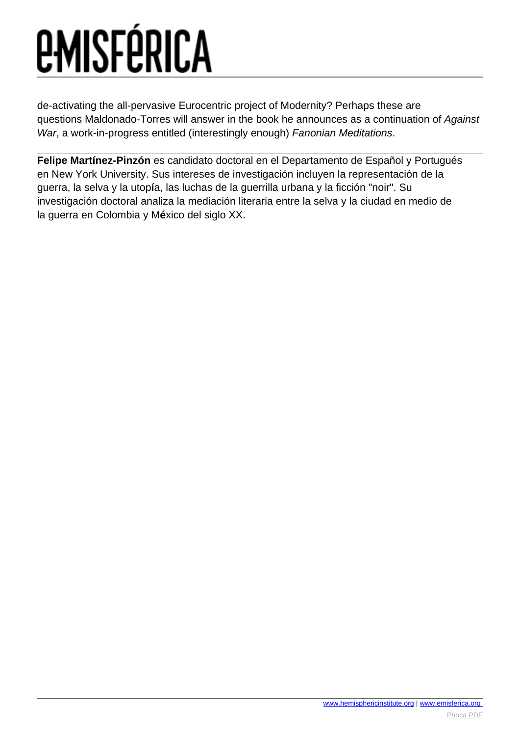de-activating the all-pervasive Eurocentric project of Modernity? Perhaps these are questions Maldonado-Torres will answer in the book he announces as a continuation of *Against War*, a work-in-progress entitled (interestingly enough) *Fanonian Meditations*.

---

**Felipe Martínez-Pinzón** es candidato doctoral en el Departamento de Español y Portugués en New York University. Sus intereses de investigación incluyen la representación de la guerra, la selva y la utopía, las luchas de la guerrilla urbana y la ficción "noir". Su investigación doctoral analiza la mediación literaria entre la selva y la ciudad en medio de la guerra en Colombia y México del siglo XX.